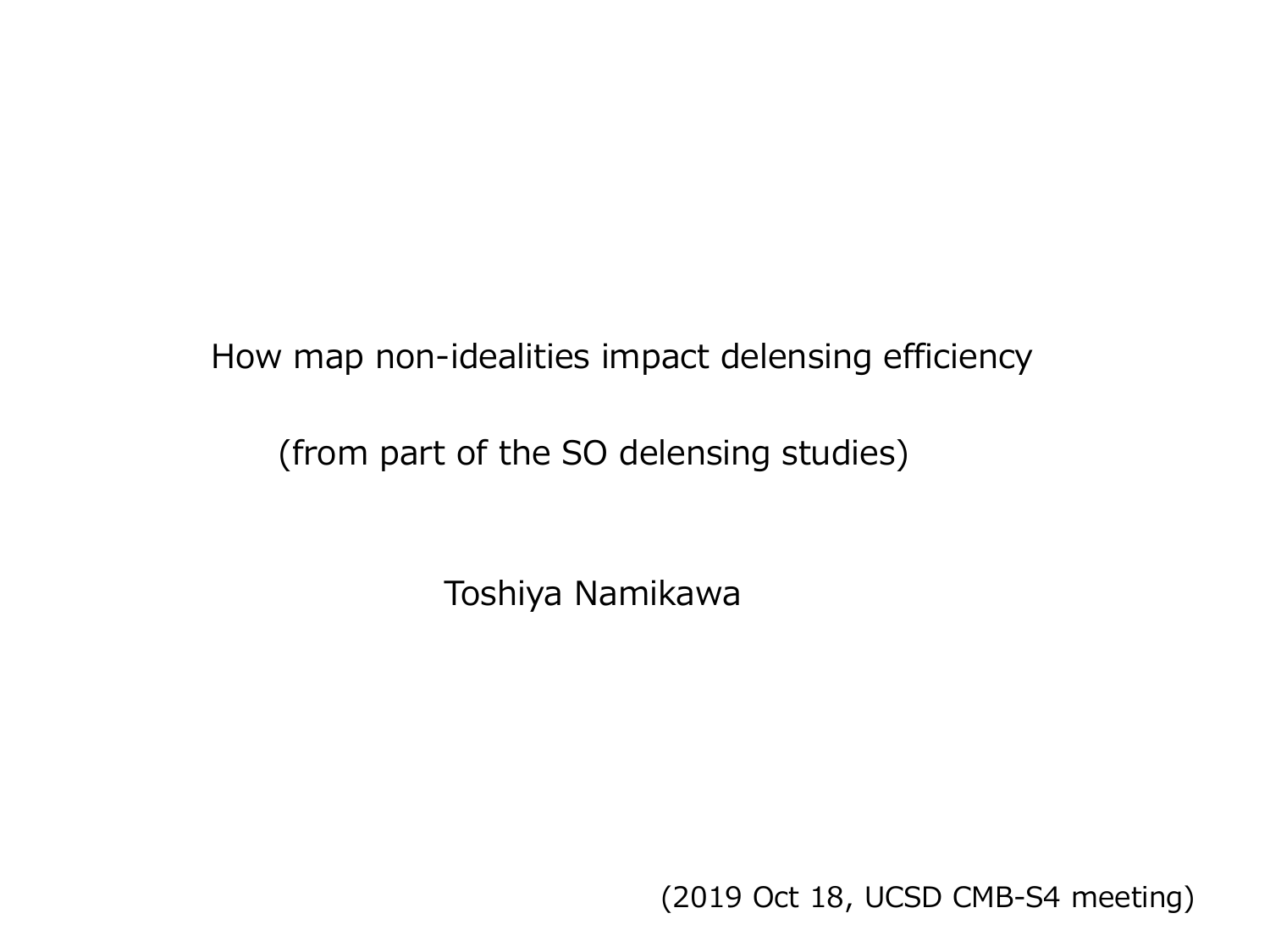# How map non-idealities impact delensing efficiency

(from part of the SO delensing studies)

Toshiya Namikawa

(2019 Oct 18, UCSD CMB-S4 meeting)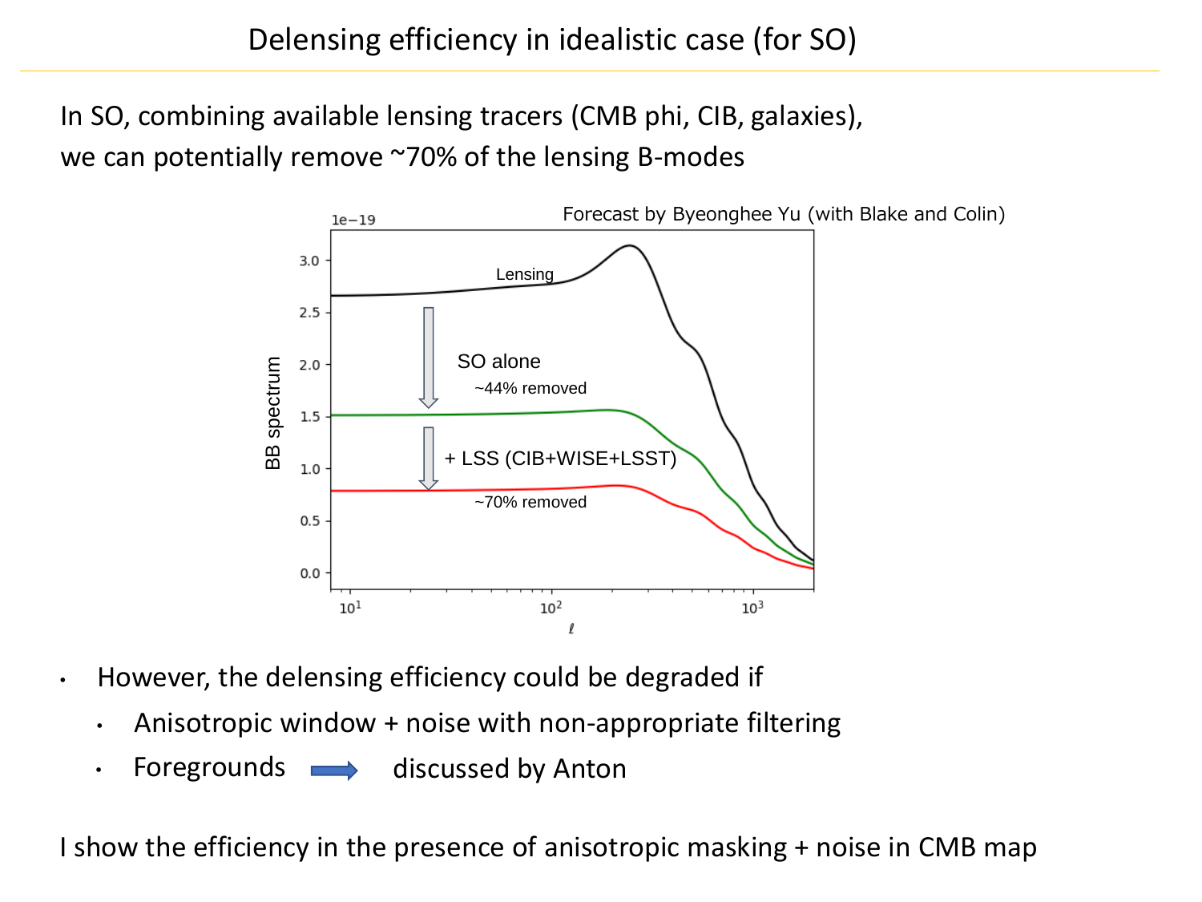# Delensing efficiency in idealistic case (for SO)

In SO, combining available lensing tracers (CMB phi, CIB, galaxies), we can potentially remove ~70% of the lensing B-modes

Forecast by Byeonghee Yu (with Blake and Colin)

- However, the delensing efficiency could be degraded if
  - Anisotropic window + noise with non-appropriate filtering
  - Foregrounds ➡ discussed by Anton

I show the efficiency in the presence of anisotropic masking + noise in CMB map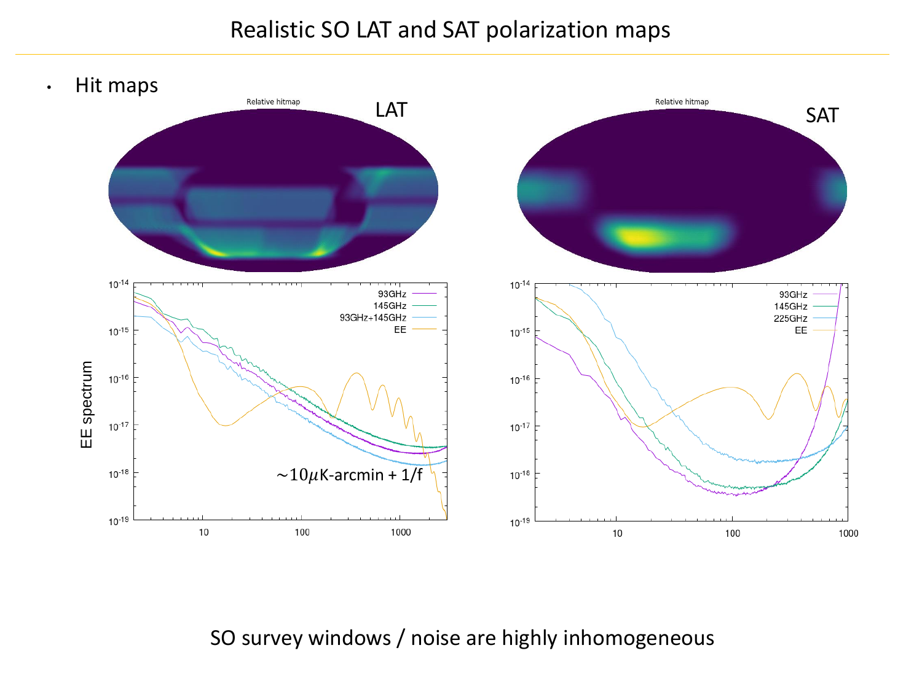# Realistic SO LAT and SAT polarization maps

- Hit maps

Relative hitmap

LAT

Relative hitmap

SAT

EE spectrum

93GHz
145GHz
93GHz+145GHz
EE

$\sim 10\mu$K-arcmin + 1/f

93GHz
145GHz
225GHz
EE

SO survey windows / noise are highly inhomogeneous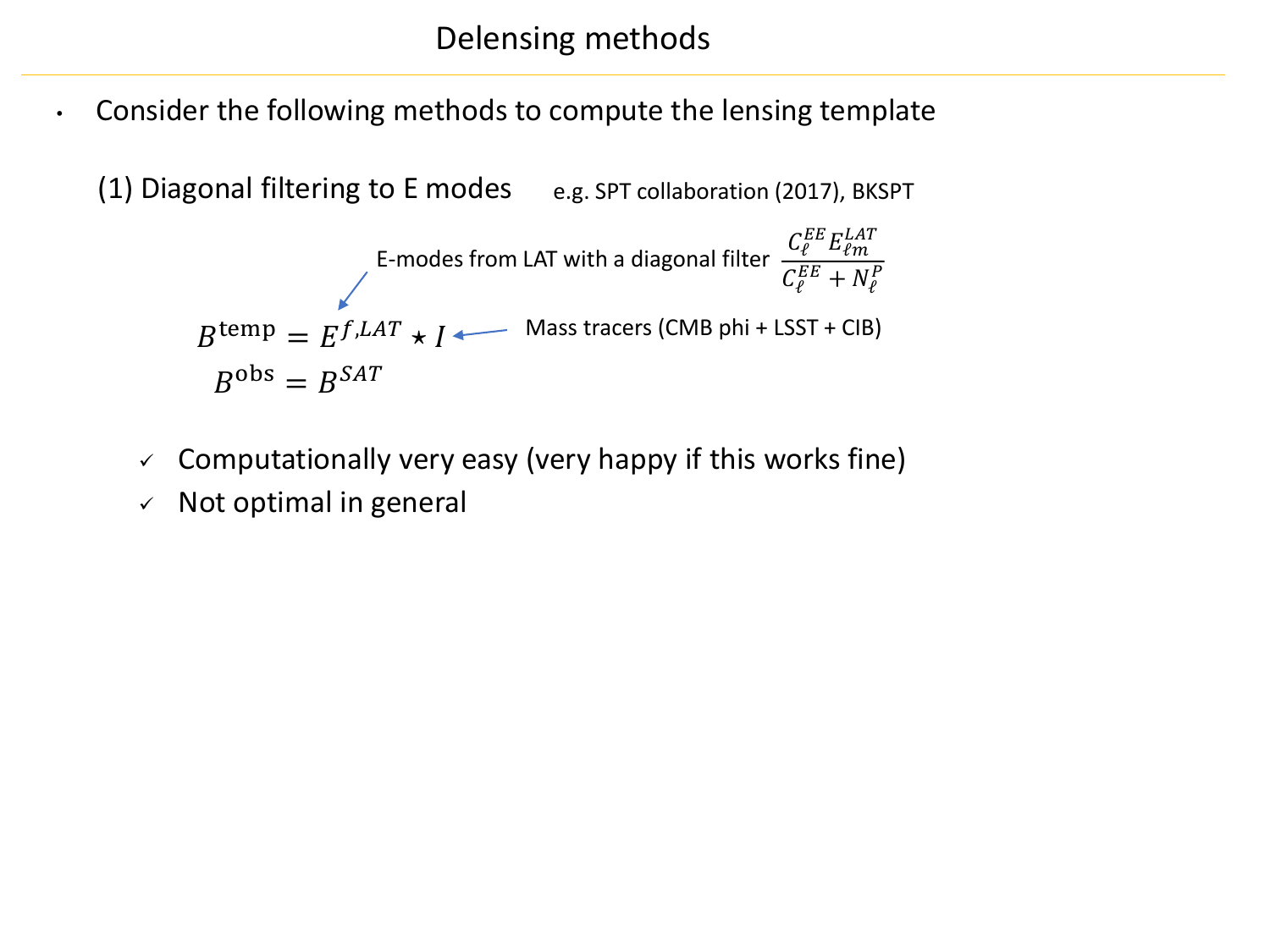# Delensing methods

- Consider the following methods to compute the lensing template

  (1) Diagonal filtering to E modes   e.g. SPT collaboration (2017), BKSPT

  E-modes from LAT with a diagonal filter $\frac{C_\ell^{EE} E_{\ell m}^{LAT}}{C_\ell^{EE} + N_\ell^P}$

  $$B^{\rm temp} = E^{f,LAT} \star I$$

  Mass tracers (CMB phi + LSST + CIB)

  $$B^{\rm obs} = B^{SAT}$$

  - ✓ Computationally very easy (very happy if this works fine)
  - ✓ Not optimal in general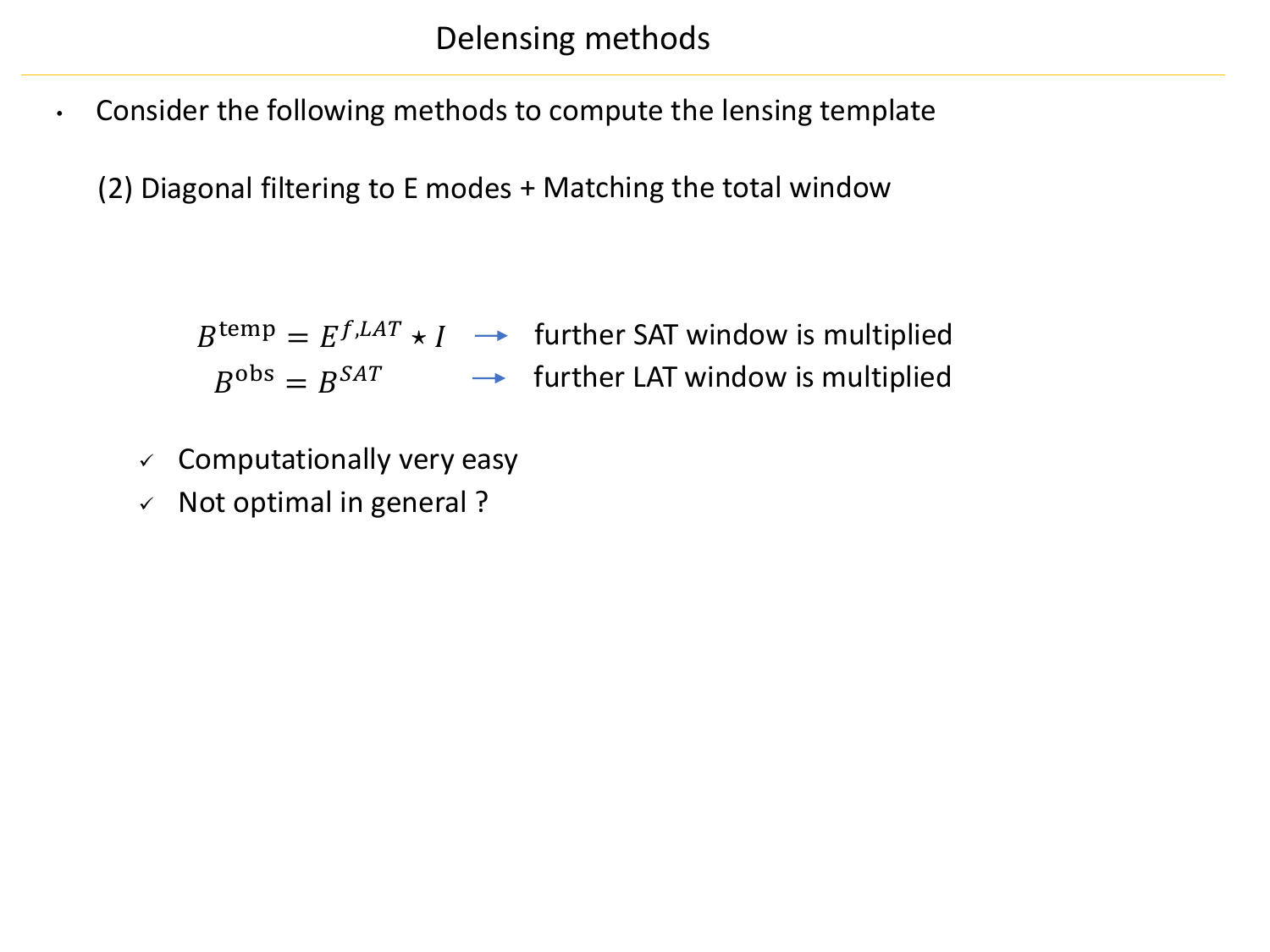# Delensing methods

- Consider the following methods to compute the lensing template

  (2) Diagonal filtering to E modes + Matching the total window

$$B^{\rm temp} = E^{f,LAT} \star I \quad \longrightarrow \quad \text{further SAT window is multiplied}$$

$$B^{\rm obs} = B^{SAT} \quad \longrightarrow \quad \text{further LAT window is multiplied}$$

- ✓ Computationally very easy
- ✓ Not optimal in general ?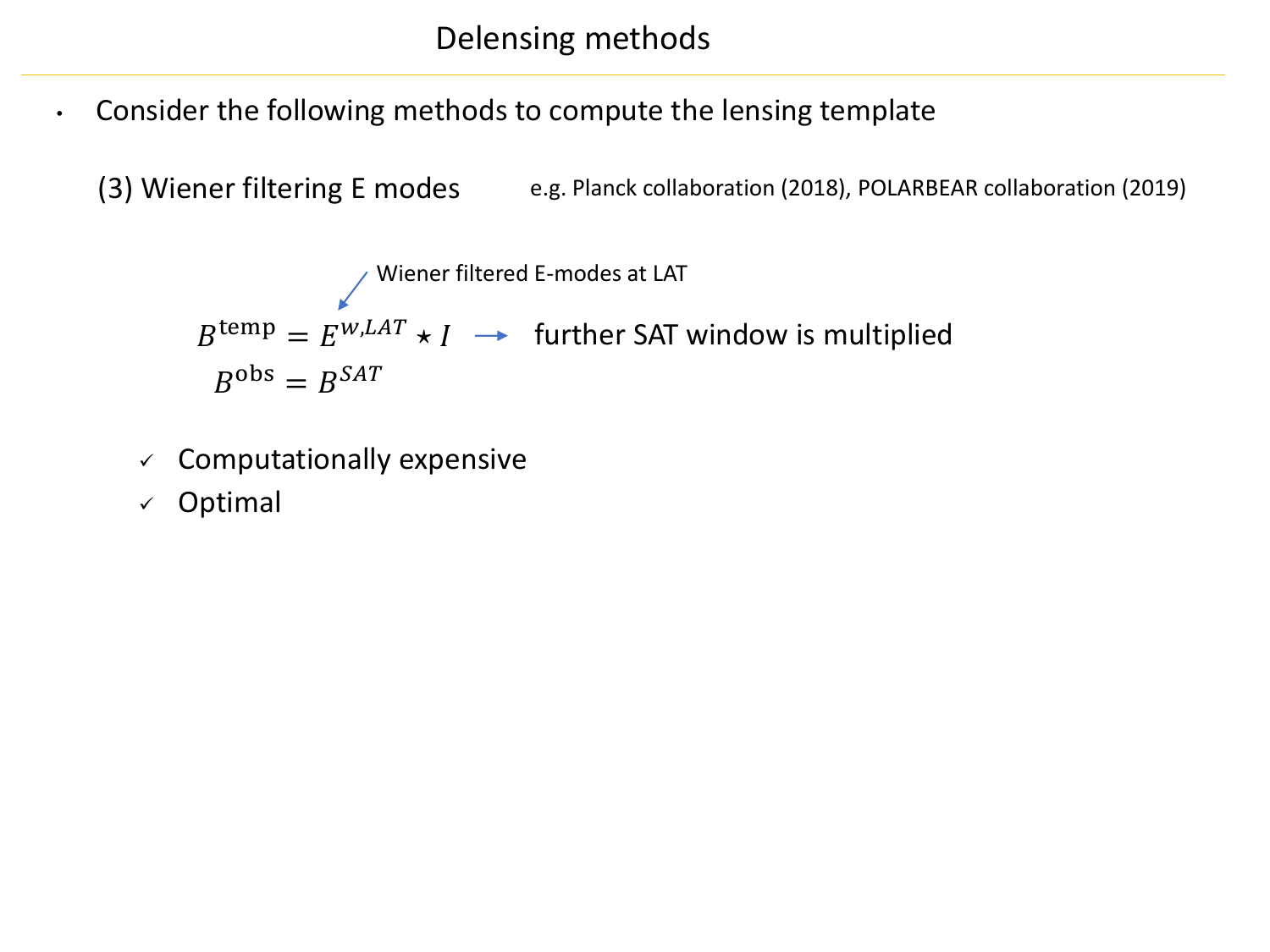# Delensing methods

- Consider the following methods to compute the lensing template

(3) Wiener filtering E modes e.g. Planck collaboration (2018), POLARBEAR collaboration (2019)

Wiener filtered E-modes at LAT

$$B^{\mathrm{temp}} = E^{w,LAT} \star I \longrightarrow \text{further SAT window is multiplied}$$

$$B^{\mathrm{obs}} = B^{SAT}$$

- ✓ Computationally expensive
- ✓ Optimal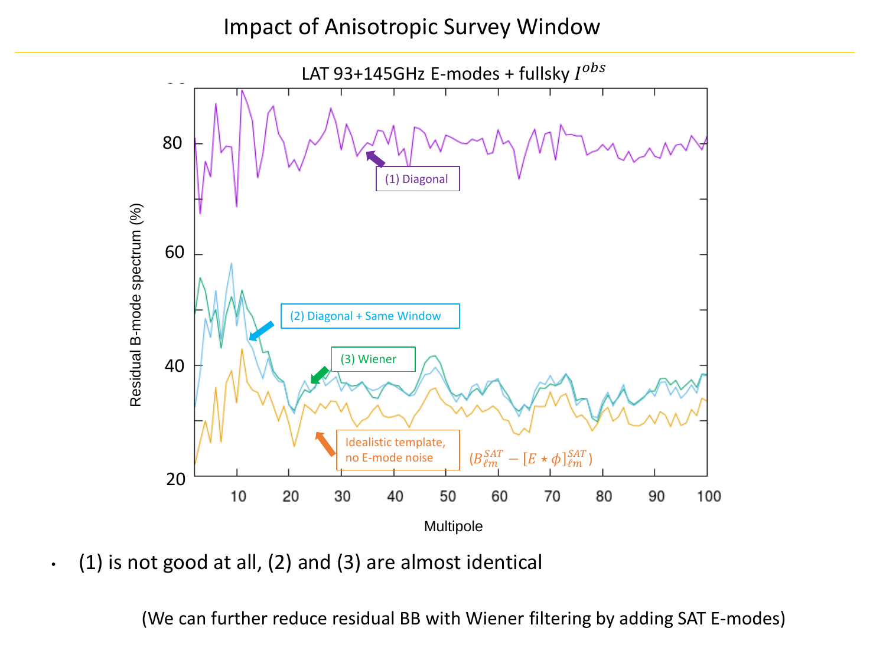# Impact of Anisotropic Survey Window

LAT 93+145GHz E-modes + fullsky $I^{obs}$

Residual B-mode spectrum (%)

Multipole

(1) Diagonal

(2) Diagonal + Same Window

(3) Wiener

Idealistic template, no E-mode noise $(B_{\ell m}^{SAT} - [E \star \phi]_{\ell m}^{SAT})$

- (1) is not good at all, (2) and (3) are almost identical

(We can further reduce residual BB with Wiener filtering by adding SAT E-modes)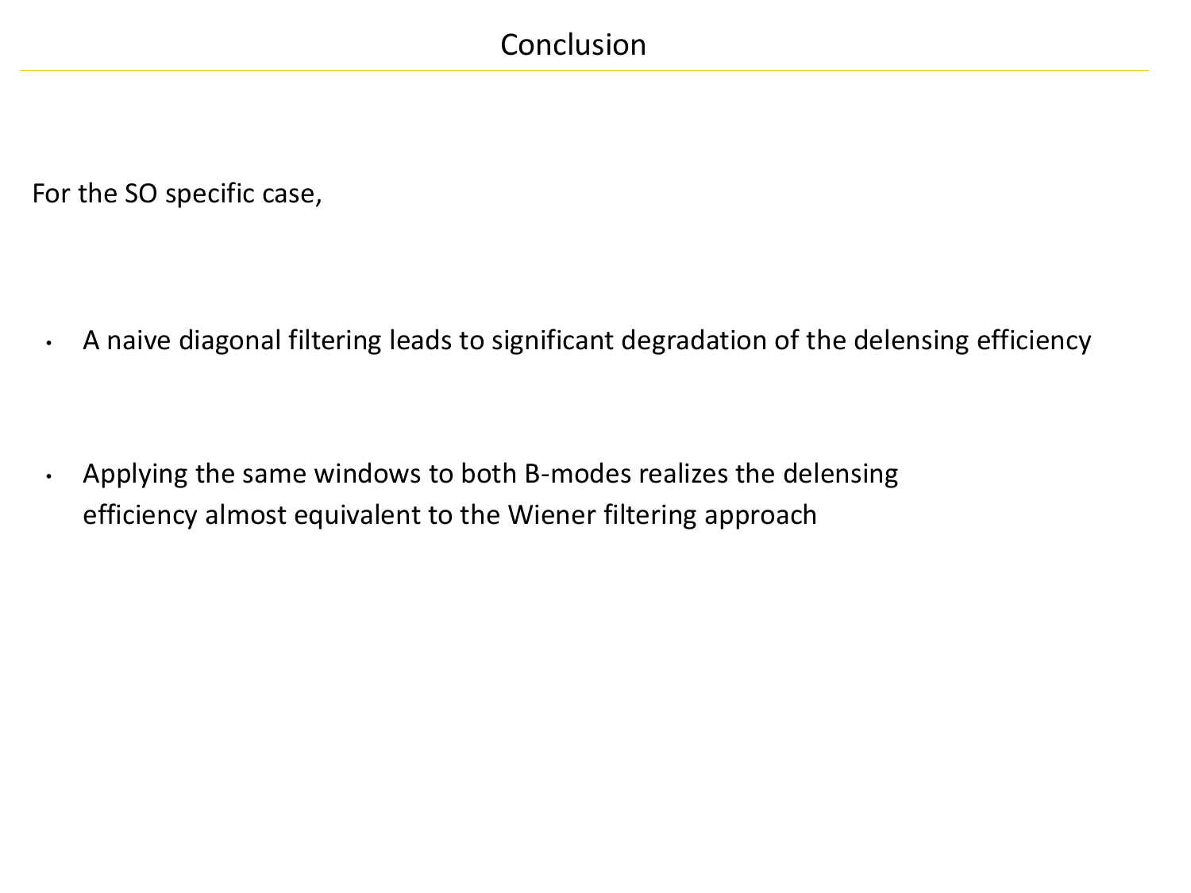# Conclusion

For the SO specific case,

- A naive diagonal filtering leads to significant degradation of the delensing efficiency

- Applying the same windows to both B-modes realizes the delensing efficiency almost equivalent to the Wiener filtering approach